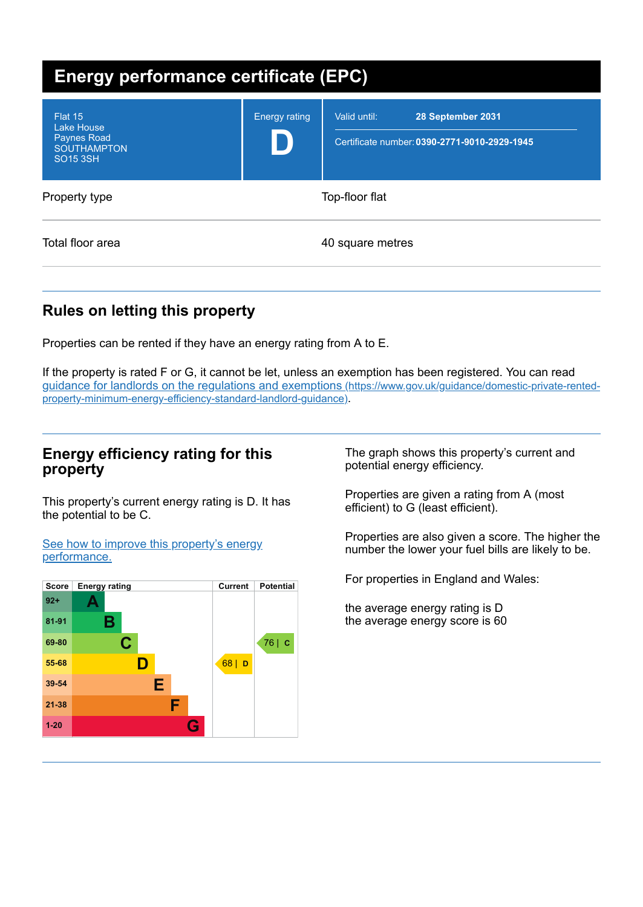# Energy performance certificate (EPC)

| | | | |
|---|---|---|---|
| Flat 15<br>Lake House<br>Paynes Road<br>SOUTHAMPTON<br>SO15 3SH | Energy rating<br>**D** | Valid until: | **28 September 2031** |
| | | Certificate number: | **0390-2771-9010-2929-1945** |

| | |
|---|---|
| Property type | Top-floor flat |
| Total floor area | 40 square metres |

## Rules on letting this property

Properties can be rented if they have an energy rating from A to E.

If the property is rated F or G, it cannot be let, unless an exemption has been registered. You can read guidance for landlords on the regulations and exemptions (https://www.gov.uk/guidance/domestic-private-rented-property-minimum-energy-efficiency-standard-landlord-guidance).

## Energy efficiency rating for this property

This property's current energy rating is D. It has the potential to be C.

See how to improve this property's energy performance.

| Score | Energy rating | Current | Potential |
|---|---|---|---|
| 92+ | A | | |
| 81-91 | B | | |
| 69-80 | C | | 76 \| C |
| 55-68 | D | 68 \| D | |
| 39-54 | E | | |
| 21-38 | F | | |
| 1-20 | G | | |

The graph shows this property's current and potential energy efficiency.

Properties are given a rating from A (most efficient) to G (least efficient).

Properties are also given a score. The higher the number the lower your fuel bills are likely to be.

For properties in England and Wales:

the average energy rating is D
the average energy score is 60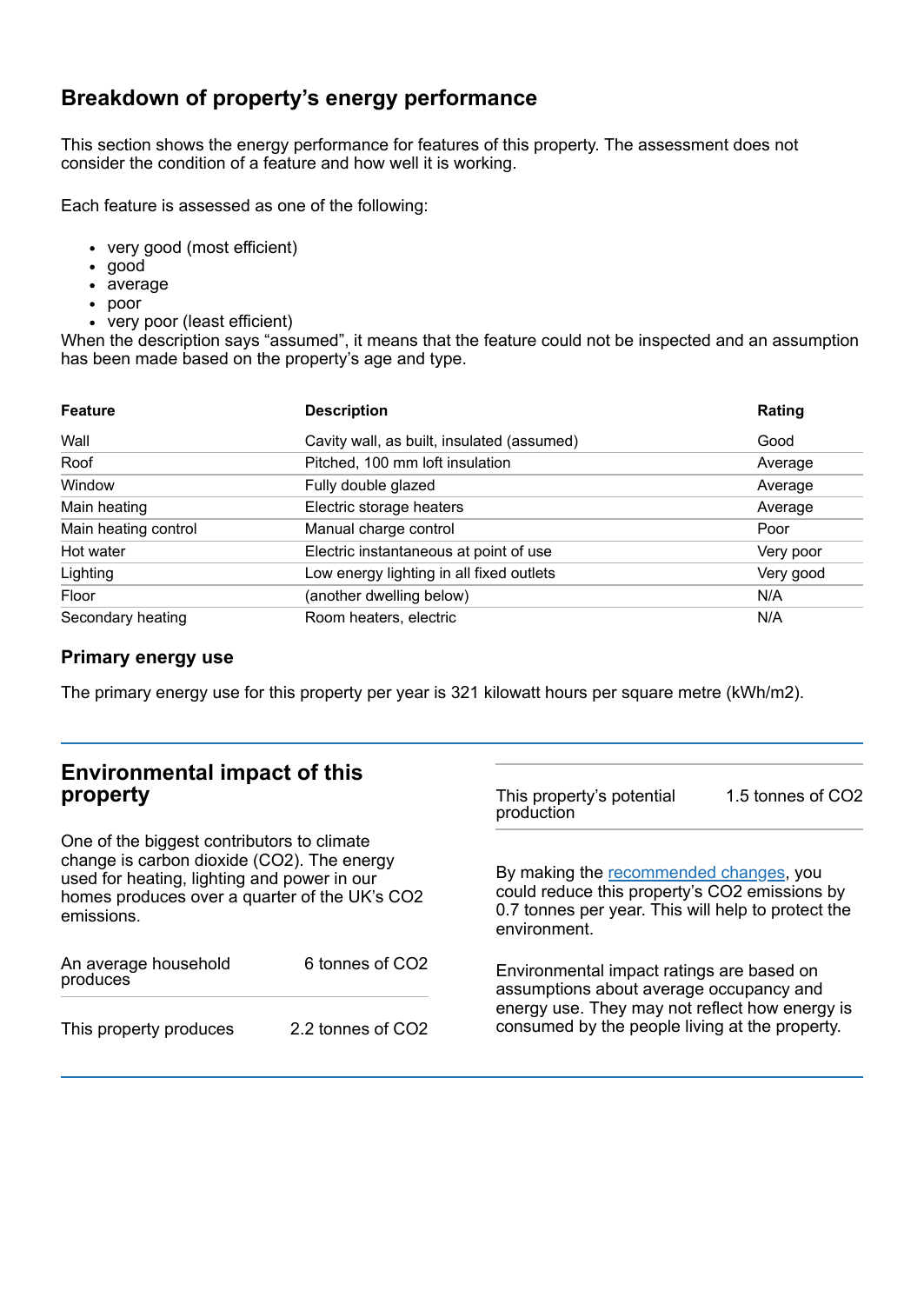## Breakdown of property's energy performance

This section shows the energy performance for features of this property. The assessment does not consider the condition of a feature and how well it is working.

Each feature is assessed as one of the following:

- very good (most efficient)
- good
- average
- poor
- very poor (least efficient)

When the description says "assumed", it means that the feature could not be inspected and an assumption has been made based on the property's age and type.

| Feature | Description | Rating |
|---|---|---|
| Wall | Cavity wall, as built, insulated (assumed) | Good |
| Roof | Pitched, 100 mm loft insulation | Average |
| Window | Fully double glazed | Average |
| Main heating | Electric storage heaters | Average |
| Main heating control | Manual charge control | Poor |
| Hot water | Electric instantaneous at point of use | Very poor |
| Lighting | Low energy lighting in all fixed outlets | Very good |
| Floor | (another dwelling below) | N/A |
| Secondary heating | Room heaters, electric | N/A |

### Primary energy use

The primary energy use for this property per year is 321 kilowatt hours per square metre (kWh/m2).

## Environmental impact of this property

One of the biggest contributors to climate change is carbon dioxide ($CO_2$). The energy used for heating, lighting and power in our homes produces over a quarter of the UK's $CO_2$ emissions.

| | |
|---|---|
| An average household produces | 6 tonnes of $CO_2$ |
| This property produces | 2.2 tonnes of $CO_2$ |
| This property's potential production | 1.5 tonnes of $CO_2$ |

By making the recommended changes, you could reduce this property's $CO_2$ emissions by 0.7 tonnes per year. This will help to protect the environment.

Environmental impact ratings are based on assumptions about average occupancy and energy use. They may not reflect how energy is consumed by the people living at the property.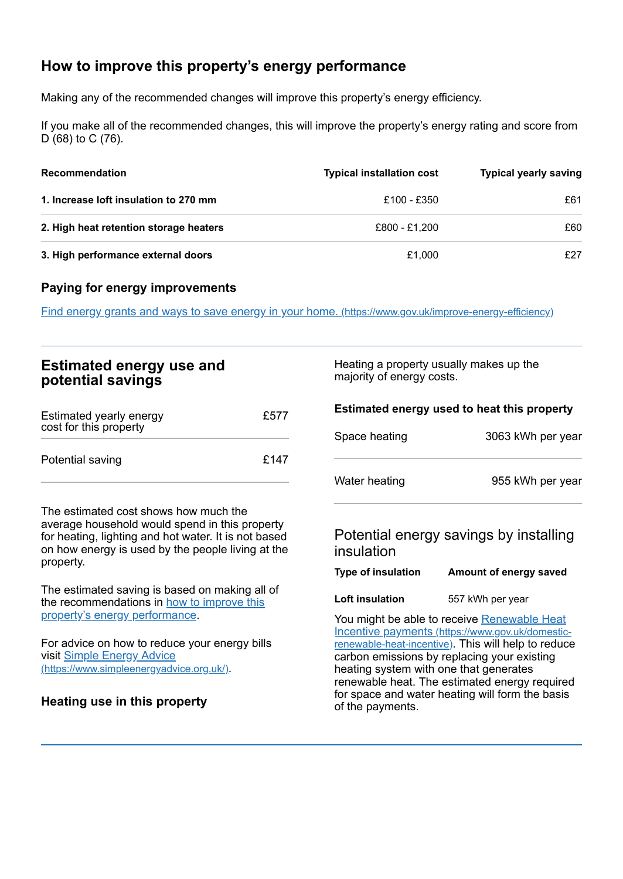## How to improve this property's energy performance

Making any of the recommended changes will improve this property's energy efficiency.

If you make all of the recommended changes, this will improve the property's energy rating and score from D (68) to C (76).

| Recommendation | Typical installation cost | Typical yearly saving |
| --- | --- | --- |
| **1. Increase loft insulation to 270 mm** | £100 - £350 | £61 |
| **2. High heat retention storage heaters** | £800 - £1,200 | £60 |
| **3. High performance external doors** | £1,000 | £27 |

### Paying for energy improvements

[Find energy grants and ways to save energy in your home. (https://www.gov.uk/improve-energy-efficiency)](https://www.gov.uk/improve-energy-efficiency)

## Estimated energy use and potential savings

| | |
| --- | --- |
| Estimated yearly energy cost for this property | £577 |
| Potential saving | £147 |

The estimated cost shows how much the average household would spend in this property for heating, lighting and hot water. It is not based on how energy is used by the people living at the property.

The estimated saving is based on making all of the recommendations in how to improve this property's energy performance.

For advice on how to reduce your energy bills visit [Simple Energy Advice (https://www.simpleenergyadvice.org.uk/)](https://www.simpleenergyadvice.org.uk/).

### Heating use in this property

Heating a property usually makes up the majority of energy costs.

#### Estimated energy used to heat this property

| | |
| --- | --- |
| Space heating | 3063 kWh per year |
| Water heating | 955 kWh per year |

### Potential energy savings by installing insulation

| Type of insulation | Amount of energy saved |
| --- | --- |
| **Loft insulation** | 557 kWh per year |

You might be able to receive [Renewable Heat Incentive payments (https://www.gov.uk/domestic-renewable-heat-incentive)](https://www.gov.uk/domestic-renewable-heat-incentive). This will help to reduce carbon emissions by replacing your existing heating system with one that generates renewable heat. The estimated energy required for space and water heating will form the basis of the payments.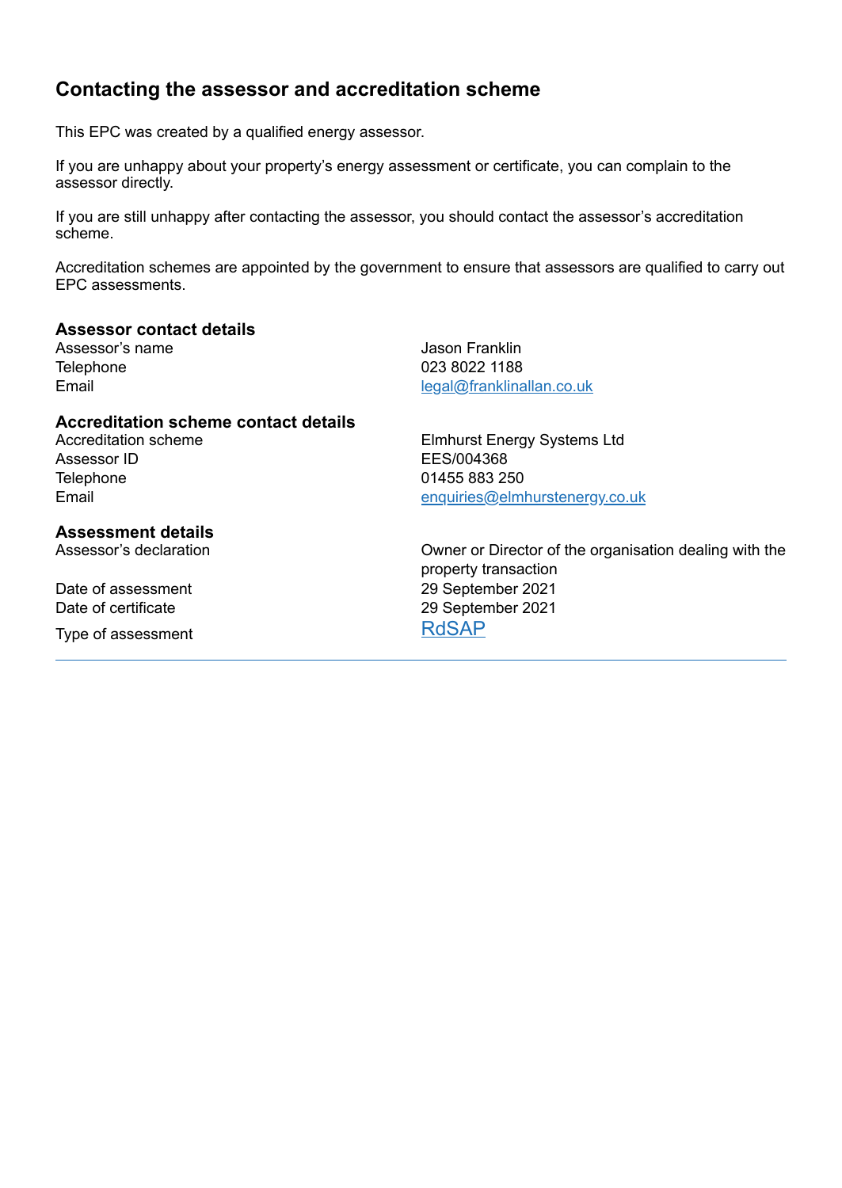## Contacting the assessor and accreditation scheme

This EPC was created by a qualified energy assessor.

If you are unhappy about your property's energy assessment or certificate, you can complain to the assessor directly.

If you are still unhappy after contacting the assessor, you should contact the assessor's accreditation scheme.

Accreditation schemes are appointed by the government to ensure that assessors are qualified to carry out EPC assessments.

### Assessor contact details

| | |
|---|---|
| Assessor's name | Jason Franklin |
| Telephone | 023 8022 1188 |
| Email | legal@franklinallan.co.uk |

### Accreditation scheme contact details

| | |
|---|---|
| Accreditation scheme | Elmhurst Energy Systems Ltd |
| Assessor ID | EES/004368 |
| Telephone | 01455 883 250 |
| Email | enquiries@elmhurstenergy.co.uk |

### Assessment details

| | |
|---|---|
| Assessor's declaration | Owner or Director of the organisation dealing with the property transaction |
| Date of assessment | 29 September 2021 |
| Date of certificate | 29 September 2021 |
| Type of assessment | RdSAP |